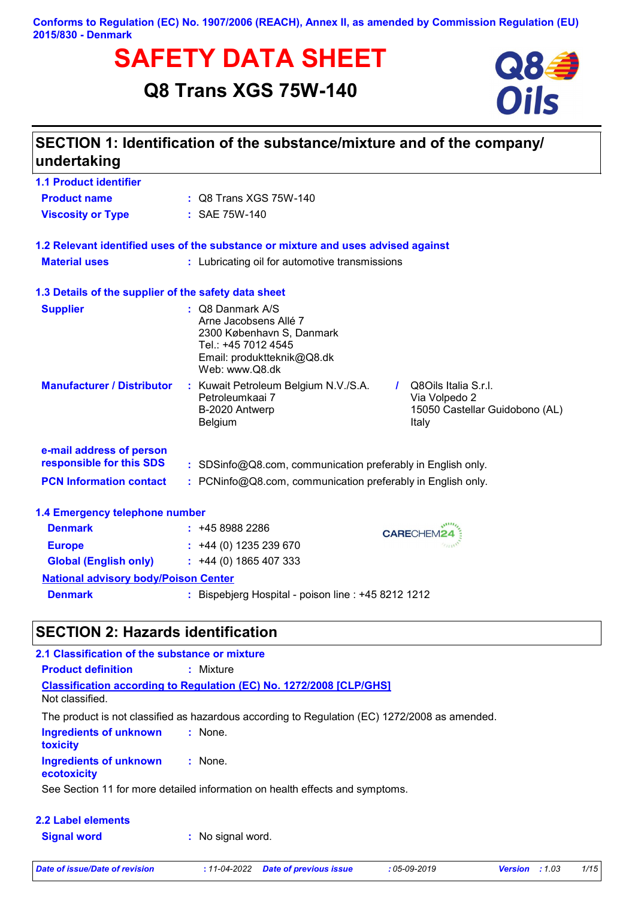**Conforms to Regulation (EC) No. 1907/2006 (REACH), Annex II, as amended by Commission Regulation (EU) 2015/830 - Denmark**

# SAFETY DATA SHEET

## Q8 Trans XGS 75W-140

## SECTION 1: Identification of the substance/mixture and of the company/undertaking

### 1.1 Product identifier

**Product name** : Q8 Trans XGS 75W-140

**Viscosity or Type** : SAE 75W-140

### 1.2 Relevant identified uses of the substance or mixture and uses advised against

**Material uses** : Lubricating oil for automotive transmissions

### 1.3 Details of the supplier of the safety data sheet

**Supplier** : Q8 Danmark A/S
Arne Jacobsens Allé 7
2300 København S, Danmark
Tel.: +45 7012 4545
Email: produktteknik@Q8.dk
Web: www.Q8.dk

**Manufacturer / Distributor** : Kuwait Petroleum Belgium N.V./S.A.
Petroleumkaai 7
B-2020 Antwerp
Belgium
/
Q8Oils Italia S.r.l.
Via Volpedo 2
15050 Castellar Guidobono (AL)
Italy

**e-mail address of person responsible for this SDS** : SDSinfo@Q8.com, communication preferably in English only.

**PCN Information contact** : PCNinfo@Q8.com, communication preferably in English only.

### 1.4 Emergency telephone number

**Denmark** : +45 8988 2286

**Europe** : +44 (0) 1235 239 670

**Global (English only)** : +44 (0) 1865 407 333

CARECHEM24

**National advisory body/Poison Center**

**Denmark** : Bispebjerg Hospital - poison line : +45 8212 1212

## SECTION 2: Hazards identification

### 2.1 Classification of the substance or mixture

**Product definition** : Mixture

**Classification according to Regulation (EC) No. 1272/2008 [CLP/GHS]**

Not classified.

The product is not classified as hazardous according to Regulation (EC) 1272/2008 as amended.

**Ingredients of unknown toxicity** : None.

**Ingredients of unknown ecotoxicity** : None.

See Section 11 for more detailed information on health effects and symptoms.

### 2.2 Label elements

**Signal word** : No signal word.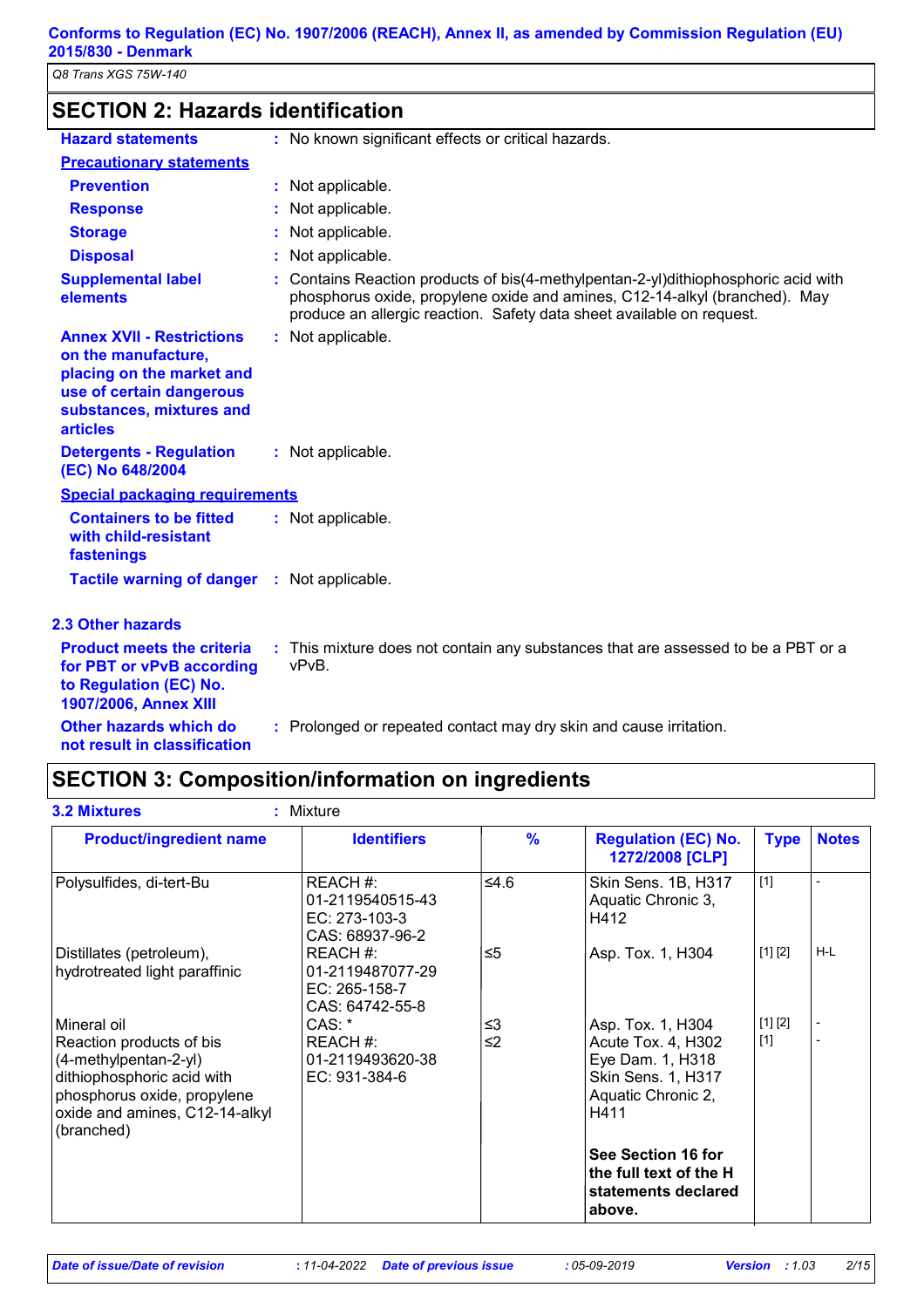## SECTION 2: Hazards identification

**Hazard statements** : No known significant effects or critical hazards.

**Precautionary statements**

**Prevention** : Not applicable.

**Response** : Not applicable.

**Storage** : Not applicable.

**Disposal** : Not applicable.

**Supplemental label elements** : Contains Reaction products of bis(4-methylpentan-2-yl)dithiophosphoric acid with phosphorus oxide, propylene oxide and amines, C12-14-alkyl (branched). May produce an allergic reaction. Safety data sheet available on request.

**Annex XVII - Restrictions on the manufacture, placing on the market and use of certain dangerous substances, mixtures and articles** : Not applicable.

**Detergents - Regulation (EC) No 648/2004** : Not applicable.

**Special packaging requirements**

**Containers to be fitted with child-resistant fastenings** : Not applicable.

**Tactile warning of danger** : Not applicable.

### 2.3 Other hazards

**Product meets the criteria for PBT or vPvB according to Regulation (EC) No. 1907/2006, Annex XIII** : This mixture does not contain any substances that are assessed to be a PBT or a vPvB.

**Other hazards which do not result in classification** : Prolonged or repeated contact may dry skin and cause irritation.

## SECTION 3: Composition/information on ingredients

**3.2 Mixtures** : Mixture

| Product/ingredient name | Identifiers | % | Regulation (EC) No. 1272/2008 [CLP] | Type | Notes |
|---|---|---|---|---|---|
| Polysulfides, di-tert-Bu | REACH #: 01-2119540515-43 EC: 273-103-3 CAS: 68937-96-2 | ≤4.6 | Skin Sens. 1B, H317 Aquatic Chronic 3, H412 | [1] | - |
| Distillates (petroleum), hydrotreated light paraffinic | REACH #: 01-2119487077-29 EC: 265-158-7 CAS: 64742-55-8 | ≤5 | Asp. Tox. 1, H304 | [1] [2] | H-L |
| Mineral oil | CAS: * | ≤3 | Asp. Tox. 1, H304 | [1] [2] | - |
| Reaction products of bis (4-methylpentan-2-yl) dithiophosphoric acid with phosphorus oxide, propylene oxide and amines, C12-14-alkyl (branched) | REACH #: 01-2119493620-38 EC: 931-384-6 | ≤2 | Acute Tox. 4, H302 Eye Dam. 1, H318 Skin Sens. 1, H317 Aquatic Chronic 2, H411 | [1] | - |
| | | | **See Section 16 for the full text of the H statements declared above.** | | |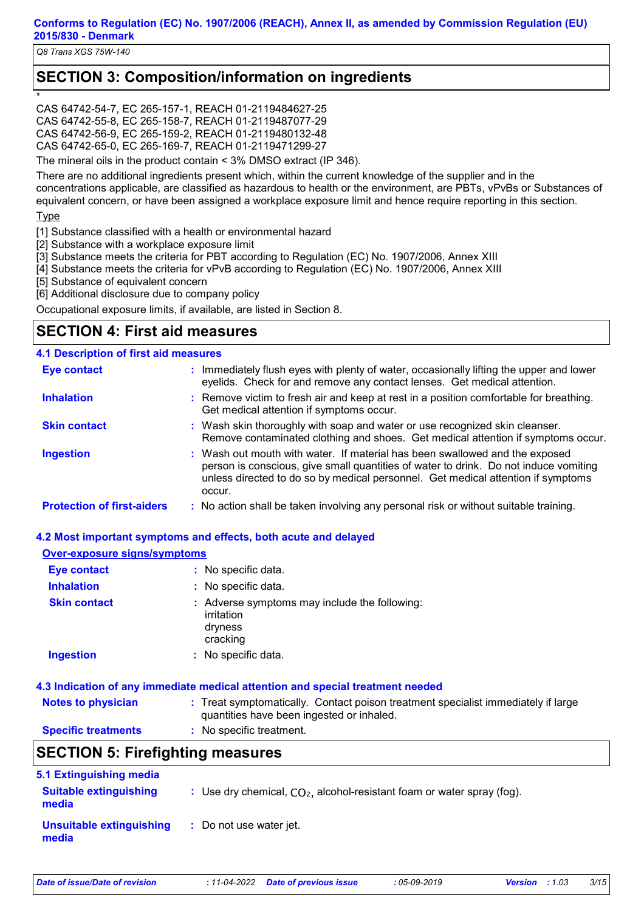## SECTION 3: Composition/information on ingredients

*

CAS 64742-54-7, EC 265-157-1, REACH 01-2119484627-25
CAS 64742-55-8, EC 265-158-7, REACH 01-2119487077-29
CAS 64742-56-9, EC 265-159-2, REACH 01-2119480132-48
CAS 64742-65-0, EC 265-169-7, REACH 01-2119471299-27

The mineral oils in the product contain < 3% DMSO extract (IP 346).

There are no additional ingredients present which, within the current knowledge of the supplier and in the concentrations applicable, are classified as hazardous to health or the environment, are PBTs, vPvBs or Substances of equivalent concern, or have been assigned a workplace exposure limit and hence require reporting in this section.

Type

[1] Substance classified with a health or environmental hazard
[2] Substance with a workplace exposure limit
[3] Substance meets the criteria for PBT according to Regulation (EC) No. 1907/2006, Annex XIII
[4] Substance meets the criteria for vPvB according to Regulation (EC) No. 1907/2006, Annex XIII
[5] Substance of equivalent concern
[6] Additional disclosure due to company policy

Occupational exposure limits, if available, are listed in Section 8.

## SECTION 4: First aid measures

### 4.1 Description of first aid measures

**Eye contact** : Immediately flush eyes with plenty of water, occasionally lifting the upper and lower eyelids. Check for and remove any contact lenses. Get medical attention.

**Inhalation** : Remove victim to fresh air and keep at rest in a position comfortable for breathing. Get medical attention if symptoms occur.

**Skin contact** : Wash skin thoroughly with soap and water or use recognized skin cleanser. Remove contaminated clothing and shoes. Get medical attention if symptoms occur.

**Ingestion** : Wash out mouth with water. If material has been swallowed and the exposed person is conscious, give small quantities of water to drink. Do not induce vomiting unless directed to do so by medical personnel. Get medical attention if symptoms occur.

**Protection of first-aiders** : No action shall be taken involving any personal risk or without suitable training.

### 4.2 Most important symptoms and effects, both acute and delayed

Over-exposure signs/symptoms

**Eye contact** : No specific data.

**Inhalation** : No specific data.

**Skin contact** : Adverse symptoms may include the following:
irritation
dryness
cracking

**Ingestion** : No specific data.

### 4.3 Indication of any immediate medical attention and special treatment needed

**Notes to physician** : Treat symptomatically. Contact poison treatment specialist immediately if large quantities have been ingested or inhaled.

**Specific treatments** : No specific treatment.

## SECTION 5: Firefighting measures

### 5.1 Extinguishing media

**Suitable extinguishing media** : Use dry chemical, $CO_2$, alcohol-resistant foam or water spray (fog).

**Unsuitable extinguishing media** : Do not use water jet.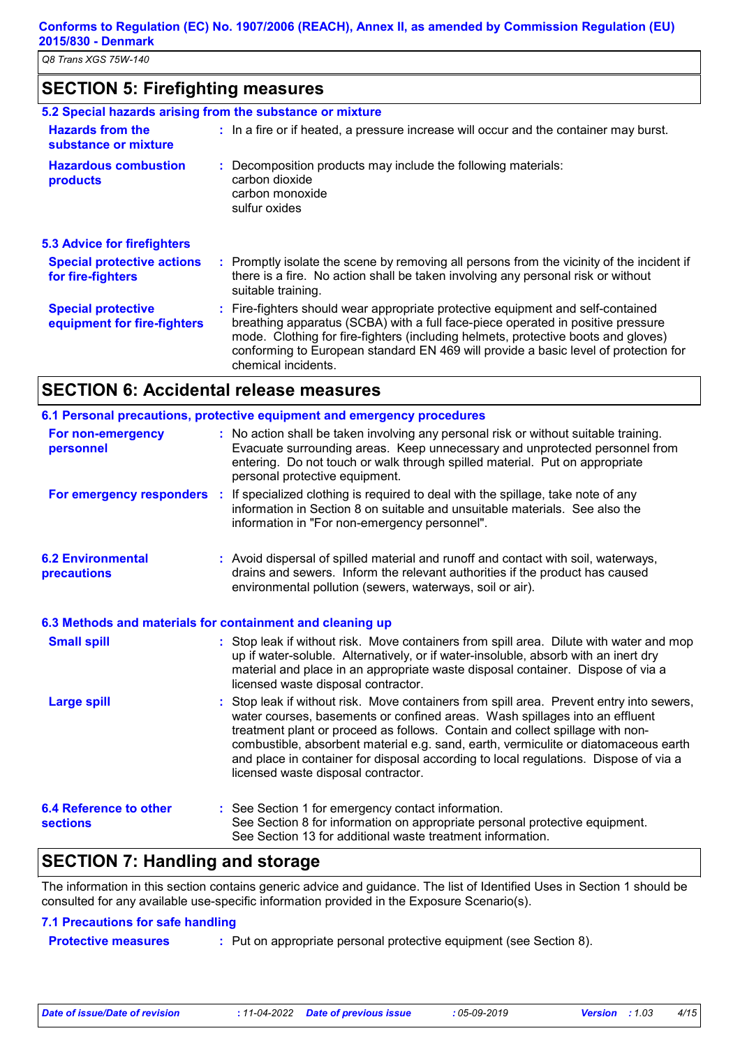## SECTION 5: Firefighting measures

### 5.2 Special hazards arising from the substance or mixture

**Hazards from the substance or mixture** : In a fire or if heated, a pressure increase will occur and the container may burst.

**Hazardous combustion products** : Decomposition products may include the following materials:
carbon dioxide
carbon monoxide
sulfur oxides

### 5.3 Advice for firefighters

**Special protective actions for fire-fighters** : Promptly isolate the scene by removing all persons from the vicinity of the incident if there is a fire. No action shall be taken involving any personal risk or without suitable training.

**Special protective equipment for fire-fighters** : Fire-fighters should wear appropriate protective equipment and self-contained breathing apparatus (SCBA) with a full face-piece operated in positive pressure mode. Clothing for fire-fighters (including helmets, protective boots and gloves) conforming to European standard EN 469 will provide a basic level of protection for chemical incidents.

## SECTION 6: Accidental release measures

### 6.1 Personal precautions, protective equipment and emergency procedures

**For non-emergency personnel** : No action shall be taken involving any personal risk or without suitable training. Evacuate surrounding areas. Keep unnecessary and unprotected personnel from entering. Do not touch or walk through spilled material. Put on appropriate personal protective equipment.

**For emergency responders** : If specialized clothing is required to deal with the spillage, take note of any information in Section 8 on suitable and unsuitable materials. See also the information in "For non-emergency personnel".

**6.2 Environmental precautions** : Avoid dispersal of spilled material and runoff and contact with soil, waterways, drains and sewers. Inform the relevant authorities if the product has caused environmental pollution (sewers, waterways, soil or air).

### 6.3 Methods and materials for containment and cleaning up

**Small spill** : Stop leak if without risk. Move containers from spill area. Dilute with water and mop up if water-soluble. Alternatively, or if water-insoluble, absorb with an inert dry material and place in an appropriate waste disposal container. Dispose of via a licensed waste disposal contractor.

**Large spill** : Stop leak if without risk. Move containers from spill area. Prevent entry into sewers, water courses, basements or confined areas. Wash spillages into an effluent treatment plant or proceed as follows. Contain and collect spillage with non-combustible, absorbent material e.g. sand, earth, vermiculite or diatomaceous earth and place in container for disposal according to local regulations. Dispose of via a licensed waste disposal contractor.

**6.4 Reference to other sections** : See Section 1 for emergency contact information.
See Section 8 for information on appropriate personal protective equipment.
See Section 13 for additional waste treatment information.

## SECTION 7: Handling and storage

The information in this section contains generic advice and guidance. The list of Identified Uses in Section 1 should be consulted for any available use-specific information provided in the Exposure Scenario(s).

### 7.1 Precautions for safe handling

**Protective measures** : Put on appropriate personal protective equipment (see Section 8).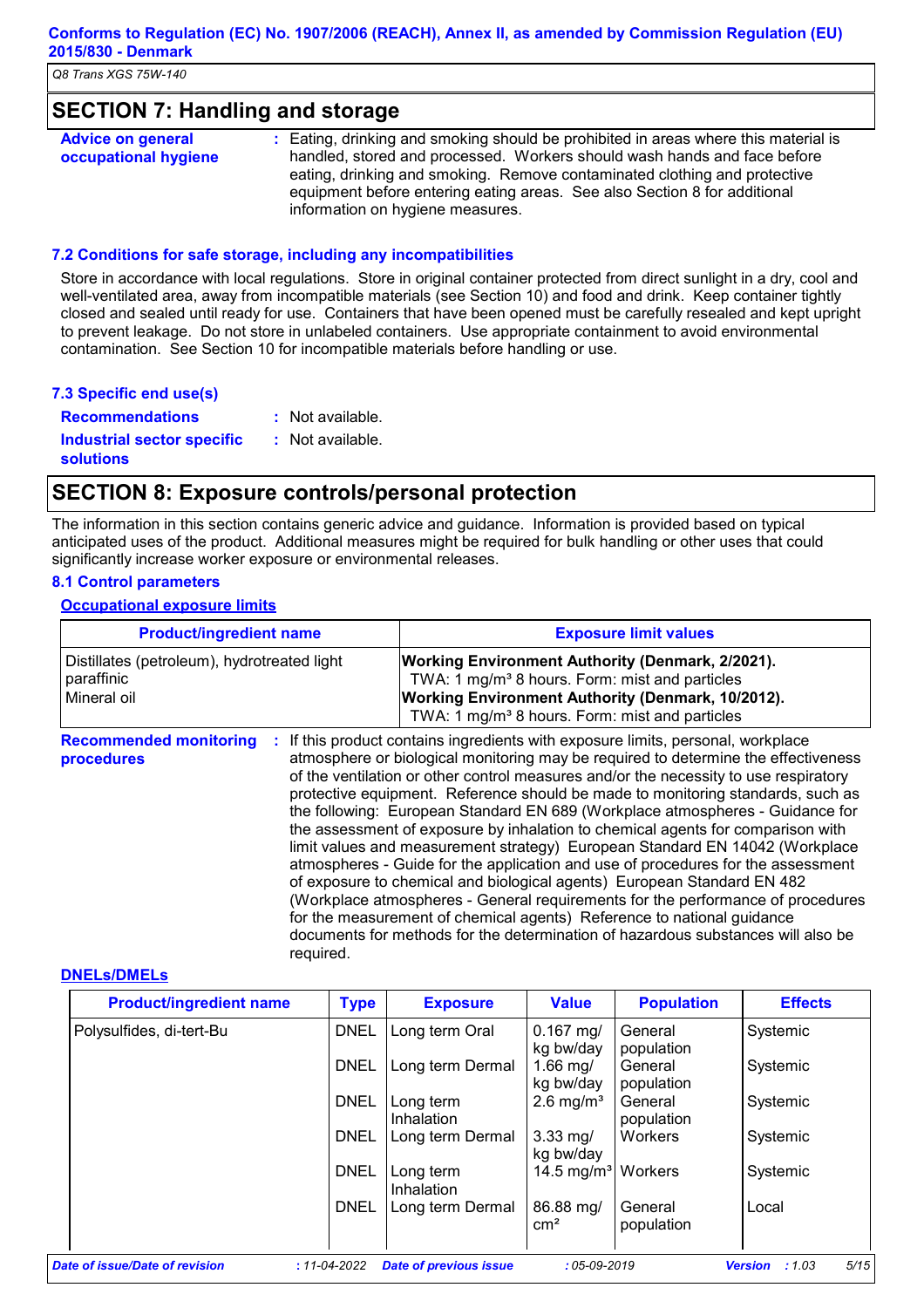## SECTION 7: Handling and storage

**Advice on general occupational hygiene** : Eating, drinking and smoking should be prohibited in areas where this material is handled, stored and processed. Workers should wash hands and face before eating, drinking and smoking. Remove contaminated clothing and protective equipment before entering eating areas. See also Section 8 for additional information on hygiene measures.

### 7.2 Conditions for safe storage, including any incompatibilities

Store in accordance with local regulations. Store in original container protected from direct sunlight in a dry, cool and well-ventilated area, away from incompatible materials (see Section 10) and food and drink. Keep container tightly closed and sealed until ready for use. Containers that have been opened must be carefully resealed and kept upright to prevent leakage. Do not store in unlabeled containers. Use appropriate containment to avoid environmental contamination. See Section 10 for incompatible materials before handling or use.

### 7.3 Specific end use(s)

**Recommendations** : Not available.

**Industrial sector specific solutions** : Not available.

## SECTION 8: Exposure controls/personal protection

The information in this section contains generic advice and guidance. Information is provided based on typical anticipated uses of the product. Additional measures might be required for bulk handling or other uses that could significantly increase worker exposure or environmental releases.

### 8.1 Control parameters

**Occupational exposure limits**

| Product/ingredient name | Exposure limit values |
|---|---|
| Distillates (petroleum), hydrotreated light paraffinic<br>Mineral oil | **Working Environment Authority (Denmark, 2/2021).**<br>TWA: 1 mg/m³ 8 hours. Form: mist and particles<br>**Working Environment Authority (Denmark, 10/2012).**<br>TWA: 1 mg/m³ 8 hours. Form: mist and particles |

**Recommended monitoring procedures** : If this product contains ingredients with exposure limits, personal, workplace atmosphere or biological monitoring may be required to determine the effectiveness of the ventilation or other control measures and/or the necessity to use respiratory protective equipment. Reference should be made to monitoring standards, such as the following: European Standard EN 689 (Workplace atmospheres - Guidance for the assessment of exposure by inhalation to chemical agents for comparison with limit values and measurement strategy) European Standard EN 14042 (Workplace atmospheres - Guide for the application and use of procedures for the assessment of exposure to chemical and biological agents) European Standard EN 482 (Workplace atmospheres - General requirements for the performance of procedures for the measurement of chemical agents) Reference to national guidance documents for methods for the determination of hazardous substances will also be required.

**DNELs/DMELs**

| Product/ingredient name | Type | Exposure | Value | Population | Effects |
|---|---|---|---|---|---|
| Polysulfides, di-tert-Bu | DNEL | Long term Oral | 0.167 mg/kg bw/day | General population | Systemic |
| | DNEL | Long term Dermal | 1.66 mg/kg bw/day | General population | Systemic |
| | DNEL | Long term Inhalation | 2.6 mg/m³ | General population | Systemic |
| | DNEL | Long term Dermal | 3.33 mg/kg bw/day | Workers | Systemic |
| | DNEL | Long term Inhalation | 14.5 mg/m³ | Workers | Systemic |
| | DNEL | Long term Dermal | 86.88 mg/cm² | General population | Local |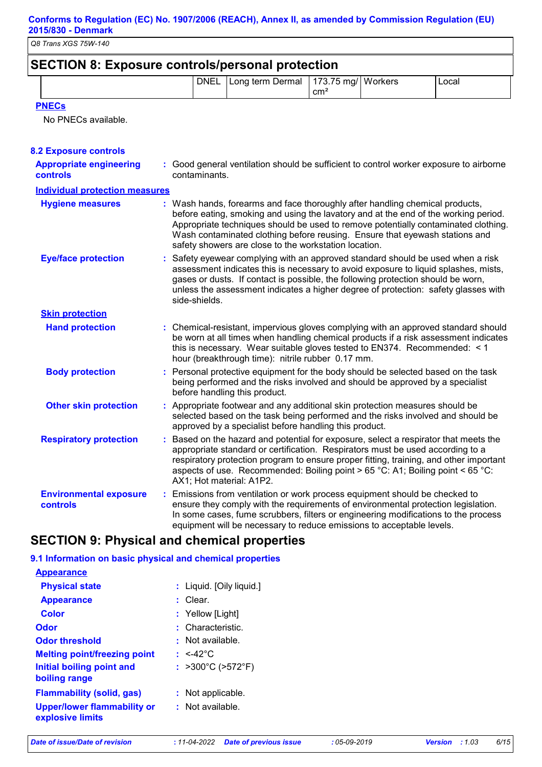## SECTION 8: Exposure controls/personal protection

| | | | | | |
|---|---|---|---|---|---|
| | DNEL | Long term Dermal | 173.75 mg/ cm² | Workers | Local |

**PNECs**

No PNECs available.

### 8.2 Exposure controls

**Appropriate engineering controls** : Good general ventilation should be sufficient to control worker exposure to airborne contaminants.

**Individual protection measures**

**Hygiene measures** : Wash hands, forearms and face thoroughly after handling chemical products, before eating, smoking and using the lavatory and at the end of the working period. Appropriate techniques should be used to remove potentially contaminated clothing. Wash contaminated clothing before reusing. Ensure that eyewash stations and safety showers are close to the workstation location.

**Eye/face protection** : Safety eyewear complying with an approved standard should be used when a risk assessment indicates this is necessary to avoid exposure to liquid splashes, mists, gases or dusts. If contact is possible, the following protection should be worn, unless the assessment indicates a higher degree of protection: safety glasses with side-shields.

**Skin protection**

**Hand protection** : Chemical-resistant, impervious gloves complying with an approved standard should be worn at all times when handling chemical products if a risk assessment indicates this is necessary. Wear suitable gloves tested to EN374. Recommended: < 1 hour (breakthrough time): nitrile rubber 0.17 mm.

**Body protection** : Personal protective equipment for the body should be selected based on the task being performed and the risks involved and should be approved by a specialist before handling this product.

**Other skin protection** : Appropriate footwear and any additional skin protection measures should be selected based on the task being performed and the risks involved and should be approved by a specialist before handling this product.

**Respiratory protection** : Based on the hazard and potential for exposure, select a respirator that meets the appropriate standard or certification. Respirators must be used according to a respiratory protection program to ensure proper fitting, training, and other important aspects of use. Recommended: Boiling point > 65 °C: A1; Boiling point < 65 °C: AX1; Hot material: A1P2.

**Environmental exposure controls** : Emissions from ventilation or work process equipment should be checked to ensure they comply with the requirements of environmental protection legislation. In some cases, fume scrubbers, filters or engineering modifications to the process equipment will be necessary to reduce emissions to acceptable levels.

## SECTION 9: Physical and chemical properties

### 9.1 Information on basic physical and chemical properties

**Appearance**

**Physical state** : Liquid. [Oily liquid.]

**Appearance** : Clear.

**Color** : Yellow [Light]

**Odor** : Characteristic.

**Odor threshold** : Not available.

**Melting point/freezing point** : <-42°C

**Initial boiling point and boiling range** : >300°C (>572°F)

**Flammability (solid, gas)** : Not applicable.

**Upper/lower flammability or explosive limits** : Not available.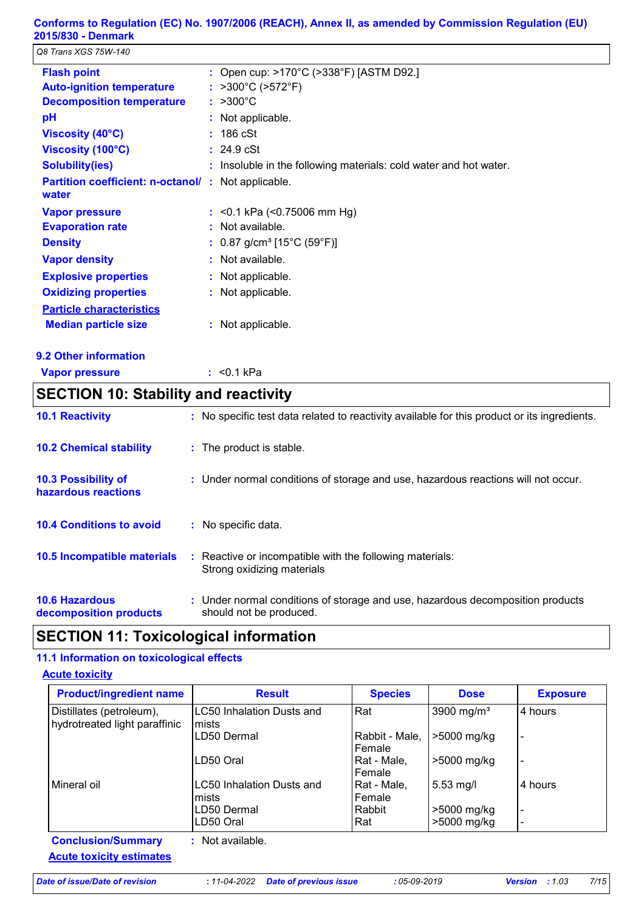| | | |
|---|---|---|
| **Flash point** | : | Open cup: >170°C (>338°F) [ASTM D92.] |
| **Auto-ignition temperature** | : | >300°C (>572°F) |
| **Decomposition temperature** | : | >300°C |
| **pH** | : | Not applicable. |
| **Viscosity (40°C)** | : | 186 cSt |
| **Viscosity (100°C)** | : | 24.9 cSt |
| **Solubility(ies)** | : | Insoluble in the following materials: cold water and hot water. |
| **Partition coefficient: n-octanol/ water** | : | Not applicable. |
| **Vapor pressure** | : | <0.1 kPa (<0.75006 mm Hg) |
| **Evaporation rate** | : | Not available. |
| **Density** | : | 0.87 g/cm³ [15°C (59°F)] |
| **Vapor density** | : | Not available. |
| **Explosive properties** | : | Not applicable. |
| **Oxidizing properties** | : | Not applicable. |

**Particle characteristics**

**Median particle size** : Not applicable.

### 9.2 Other information

**Vapor pressure** : <0.1 kPa

## SECTION 10: Stability and reactivity

**10.1 Reactivity** : No specific test data related to reactivity available for this product or its ingredients.

**10.2 Chemical stability** : The product is stable.

**10.3 Possibility of hazardous reactions** : Under normal conditions of storage and use, hazardous reactions will not occur.

**10.4 Conditions to avoid** : No specific data.

**10.5 Incompatible materials** : Reactive or incompatible with the following materials:
Strong oxidizing materials

**10.6 Hazardous decomposition products** : Under normal conditions of storage and use, hazardous decomposition products should not be produced.

## SECTION 11: Toxicological information

### 11.1 Information on toxicological effects

**Acute toxicity**

| Product/ingredient name | Result | Species | Dose | Exposure |
|---|---|---|---|---|
| Distillates (petroleum), hydrotreated light paraffinic | LC50 Inhalation Dusts and mists | Rat | 3900 mg/m³ | 4 hours |
| | LD50 Dermal | Rabbit - Male, Female | >5000 mg/kg | - |
| | LD50 Oral | Rat - Male, Female | >5000 mg/kg | - |
| Mineral oil | LC50 Inhalation Dusts and mists | Rat - Male, Female | 5.53 mg/l | 4 hours |
| | LD50 Dermal | Rabbit | >5000 mg/kg | - |
| | LD50 Oral | Rat | >5000 mg/kg | - |

**Conclusion/Summary** : Not available.

**Acute toxicity estimates**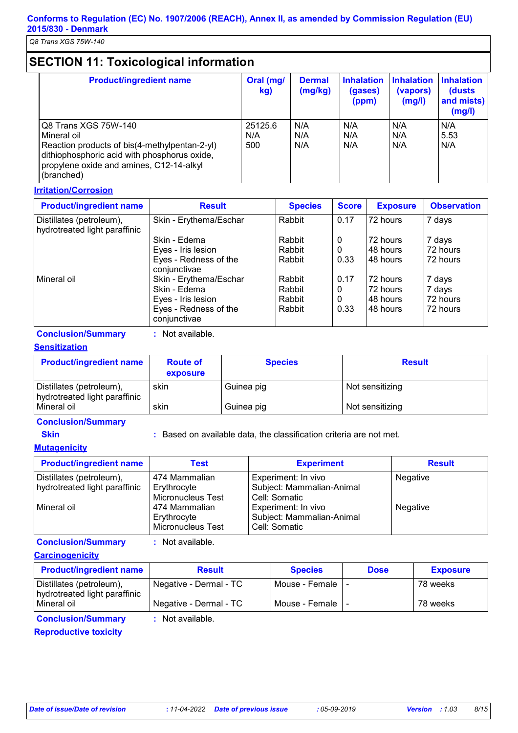## SECTION 11: Toxicological information

| Product/ingredient name | Oral (mg/kg) | Dermal (mg/kg) | Inhalation (gases) (ppm) | Inhalation (vapors) (mg/l) | Inhalation (dusts and mists) (mg/l) |
|---|---|---|---|---|---|
| Q8 Trans XGS 75W-140 | 25125.6 | N/A | N/A | N/A | N/A |
| Mineral oil | N/A | N/A | N/A | N/A | 5.53 |
| Reaction products of bis(4-methylpentan-2-yl) dithiophosphoric acid with phosphorus oxide, propylene oxide and amines, C12-14-alkyl (branched) | 500 | N/A | N/A | N/A | N/A |

### Irritation/Corrosion

| Product/ingredient name | Result | Species | Score | Exposure | Observation |
|---|---|---|---|---|---|
| Distillates (petroleum), hydrotreated light paraffinic | Skin - Erythema/Eschar | Rabbit | 0.17 | 72 hours | 7 days |
| | Skin - Edema | Rabbit | 0 | 72 hours | 7 days |
| | Eyes - Iris lesion | Rabbit | 0 | 48 hours | 72 hours |
| | Eyes - Redness of the conjunctivae | Rabbit | 0.33 | 48 hours | 72 hours |
| Mineral oil | Skin - Erythema/Eschar | Rabbit | 0.17 | 72 hours | 7 days |
| | Skin - Edema | Rabbit | 0 | 72 hours | 7 days |
| | Eyes - Iris lesion | Rabbit | 0 | 48 hours | 72 hours |
| | Eyes - Redness of the conjunctivae | Rabbit | 0.33 | 48 hours | 72 hours |

**Conclusion/Summary** : Not available.

### Sensitization

| Product/ingredient name | Route of exposure | Species | Result |
|---|---|---|---|
| Distillates (petroleum), hydrotreated light paraffinic | skin | Guinea pig | Not sensitizing |
| Mineral oil | skin | Guinea pig | Not sensitizing |

**Conclusion/Summary**

**Skin** : Based on available data, the classification criteria are not met.

### Mutagenicity

| Product/ingredient name | Test | Experiment | Result |
|---|---|---|---|
| Distillates (petroleum), hydrotreated light paraffinic | 474 Mammalian Erythrocyte Micronucleus Test | Experiment: In vivo<br>Subject: Mammalian-Animal<br>Cell: Somatic | Negative |
| Mineral oil | 474 Mammalian Erythrocyte Micronucleus Test | Experiment: In vivo<br>Subject: Mammalian-Animal<br>Cell: Somatic | Negative |

**Conclusion/Summary** : Not available.

### Carcinogenicity

| Product/ingredient name | Result | Species | Dose | Exposure |
|---|---|---|---|---|
| Distillates (petroleum), hydrotreated light paraffinic | Negative - Dermal - TC | Mouse - Female | - | 78 weeks |
| Mineral oil | Negative - Dermal - TC | Mouse - Female | - | 78 weeks |

**Conclusion/Summary** : Not available.

### Reproductive toxicity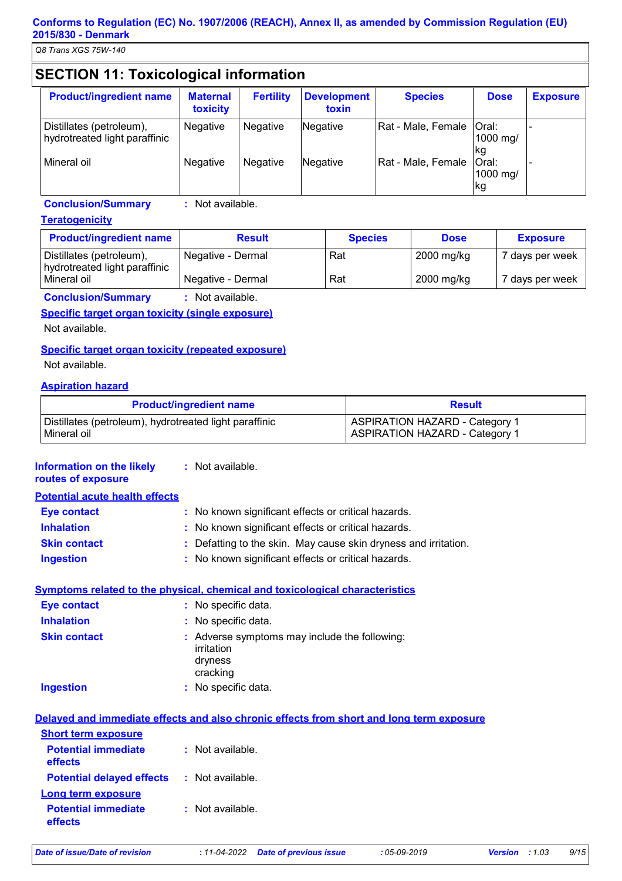## SECTION 11: Toxicological information

| Product/ingredient name | Maternal toxicity | Fertility | Development toxin | Species | Dose | Exposure |
|---|---|---|---|---|---|---|
| Distillates (petroleum), hydrotreated light paraffinic | Negative | Negative | Negative | Rat - Male, Female | Oral: 1000 mg/kg | - |
| Mineral oil | Negative | Negative | Negative | Rat - Male, Female | Oral: 1000 mg/kg | - |

**Conclusion/Summary** : Not available.

**Teratogenicity**

| Product/ingredient name | Result | Species | Dose | Exposure |
|---|---|---|---|---|
| Distillates (petroleum), hydrotreated light paraffinic | Negative - Dermal | Rat | 2000 mg/kg | 7 days per week |
| Mineral oil | Negative - Dermal | Rat | 2000 mg/kg | 7 days per week |

**Conclusion/Summary** : Not available.

**Specific target organ toxicity (single exposure)**

Not available.

**Specific target organ toxicity (repeated exposure)**

Not available.

**Aspiration hazard**

| Product/ingredient name | Result |
|---|---|
| Distillates (petroleum), hydrotreated light paraffinic | ASPIRATION HAZARD - Category 1 |
| Mineral oil | ASPIRATION HAZARD - Category 1 |

**Information on the likely routes of exposure** : Not available.

**Potential acute health effects**

**Eye contact** : No known significant effects or critical hazards.

**Inhalation** : No known significant effects or critical hazards.

**Skin contact** : Defatting to the skin. May cause skin dryness and irritation.

**Ingestion** : No known significant effects or critical hazards.

**Symptoms related to the physical, chemical and toxicological characteristics**

**Eye contact** : No specific data.

**Inhalation** : No specific data.

**Skin contact** : Adverse symptoms may include the following:
irritation
dryness
cracking

**Ingestion** : No specific data.

**Delayed and immediate effects and also chronic effects from short and long term exposure**

**Short term exposure**

**Potential immediate effects** : Not available.

**Potential delayed effects** : Not available.

**Long term exposure**

**Potential immediate effects** : Not available.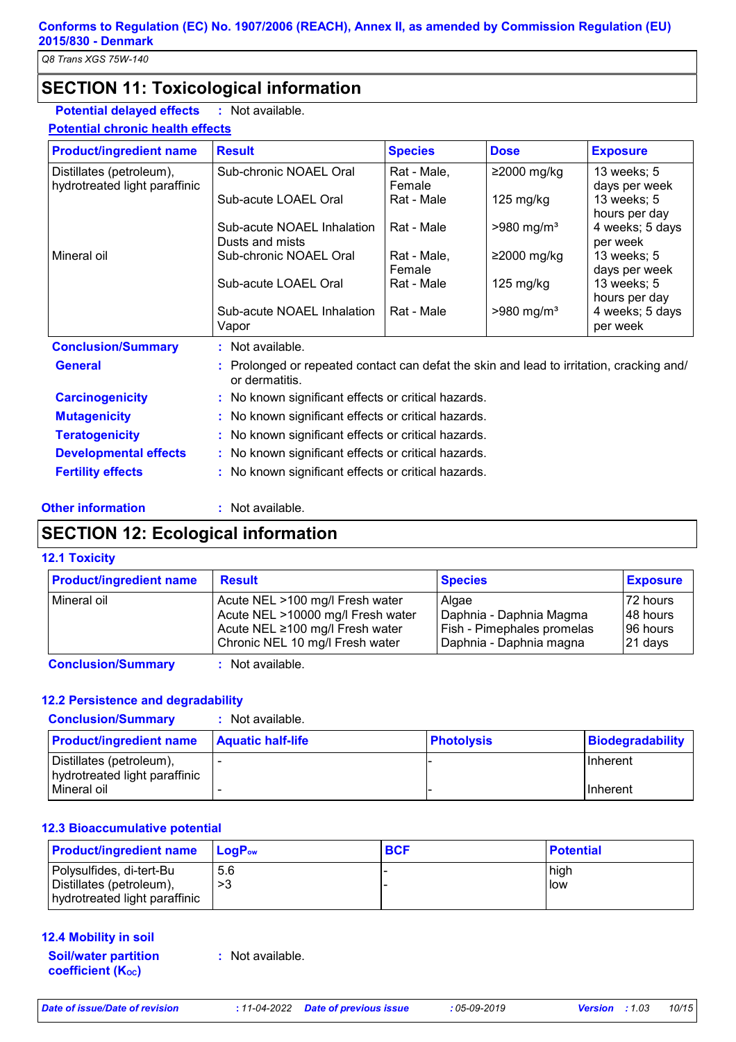## SECTION 11: Toxicological information

**Potential delayed effects** : Not available.

**Potential chronic health effects**

| Product/ingredient name | Result | Species | Dose | Exposure |
|---|---|---|---|---|
| Distillates (petroleum), hydrotreated light paraffinic | Sub-chronic NOAEL Oral | Rat - Male, Female | ≥2000 mg/kg | 13 weeks; 5 days per week |
| | Sub-acute LOAEL Oral | Rat - Male | 125 mg/kg | 13 weeks; 5 hours per day |
| | Sub-acute NOAEL Inhalation Dusts and mists | Rat - Male | >980 mg/m³ | 4 weeks; 5 days per week |
| Mineral oil | Sub-chronic NOAEL Oral | Rat - Male, Female | ≥2000 mg/kg | 13 weeks; 5 days per week |
| | Sub-acute LOAEL Oral | Rat - Male | 125 mg/kg | 13 weeks; 5 hours per day |
| | Sub-acute NOAEL Inhalation Vapor | Rat - Male | >980 mg/m³ | 4 weeks; 5 days per week |

**Conclusion/Summary** : Not available.

**General** : Prolonged or repeated contact can defat the skin and lead to irritation, cracking and/ or dermatitis.

**Carcinogenicity** : No known significant effects or critical hazards.

**Mutagenicity** : No known significant effects or critical hazards.

**Teratogenicity** : No known significant effects or critical hazards.

**Developmental effects** : No known significant effects or critical hazards.

**Fertility effects** : No known significant effects or critical hazards.

**Other information** : Not available.

## SECTION 12: Ecological information

### 12.1 Toxicity

| Product/ingredient name | Result | Species | Exposure |
|---|---|---|---|
| Mineral oil | Acute NEL >100 mg/l Fresh water | Algae | 72 hours |
| | Acute NEL >10000 mg/l Fresh water | Daphnia - Daphnia Magma | 48 hours |
| | Acute NEL ≥100 mg/l Fresh water | Fish - Pimephales promelas | 96 hours |
| | Chronic NEL 10 mg/l Fresh water | Daphnia - Daphnia magna | 21 days |

**Conclusion/Summary** : Not available.

### 12.2 Persistence and degradability

**Conclusion/Summary** : Not available.

| Product/ingredient name | Aquatic half-life | Photolysis | Biodegradability |
|---|---|---|---|
| Distillates (petroleum), hydrotreated light paraffinic | - | - | Inherent |
| Mineral oil | - | - | Inherent |

### 12.3 Bioaccumulative potential

| Product/ingredient name | $LogP_{ow}$ | BCF | Potential |
|---|---|---|---|
| Polysulfides, di-tert-Bu | 5.6 | - | high |
| Distillates (petroleum), hydrotreated light paraffinic | >3 | - | low |

### 12.4 Mobility in soil

**Soil/water partition coefficient ($K_{OC}$)** : Not available.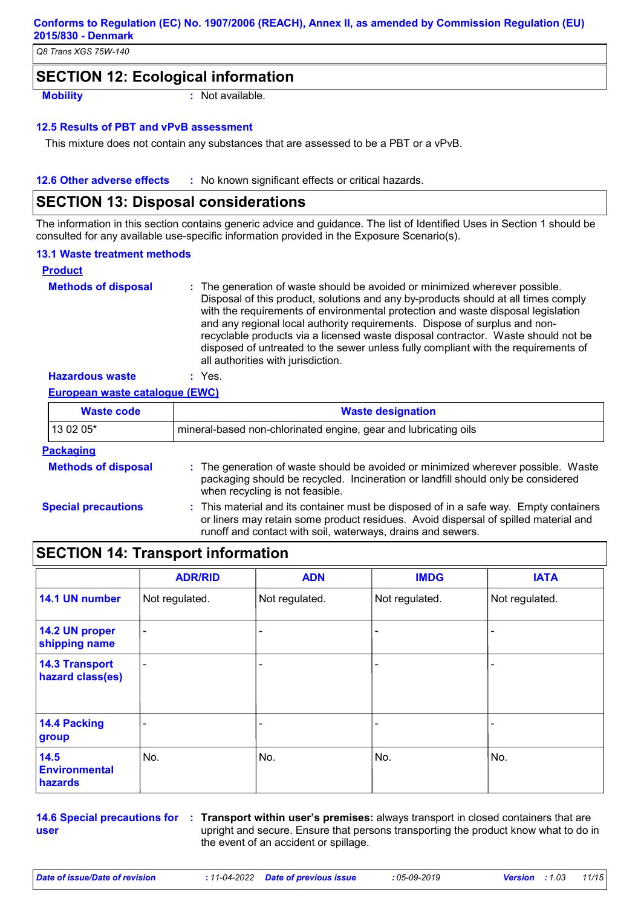## SECTION 12: Ecological information

**Mobility** : Not available.

### 12.5 Results of PBT and vPvB assessment

This mixture does not contain any substances that are assessed to be a PBT or a vPvB.

**12.6 Other adverse effects** : No known significant effects or critical hazards.

## SECTION 13: Disposal considerations

The information in this section contains generic advice and guidance. The list of Identified Uses in Section 1 should be consulted for any available use-specific information provided in the Exposure Scenario(s).

### 13.1 Waste treatment methods

**Product**

**Methods of disposal** : The generation of waste should be avoided or minimized wherever possible. Disposal of this product, solutions and any by-products should at all times comply with the requirements of environmental protection and waste disposal legislation and any regional local authority requirements. Dispose of surplus and non-recyclable products via a licensed waste disposal contractor. Waste should not be disposed of untreated to the sewer unless fully compliant with the requirements of all authorities with jurisdiction.

**Hazardous waste** : Yes.

**European waste catalogue (EWC)**

| Waste code | Waste designation |
|---|---|
| 13 02 05* | mineral-based non-chlorinated engine, gear and lubricating oils |

**Packaging**

**Methods of disposal** : The generation of waste should be avoided or minimized wherever possible. Waste packaging should be recycled. Incineration or landfill should only be considered when recycling is not feasible.

**Special precautions** : This material and its container must be disposed of in a safe way. Empty containers or liners may retain some product residues. Avoid dispersal of spilled material and runoff and contact with soil, waterways, drains and sewers.

## SECTION 14: Transport information

| | ADR/RID | ADN | IMDG | IATA |
|---|---|---|---|---|
| **14.1 UN number** | Not regulated. | Not regulated. | Not regulated. | Not regulated. |
| **14.2 UN proper shipping name** | - | - | - | - |
| **14.3 Transport hazard class(es)** | - | - | - | - |
| **14.4 Packing group** | - | - | - | - |
| **14.5 Environmental hazards** | No. | No. | No. | No. |

**14.6 Special precautions for user** : **Transport within user's premises:** always transport in closed containers that are upright and secure. Ensure that persons transporting the product know what to do in the event of an accident or spillage.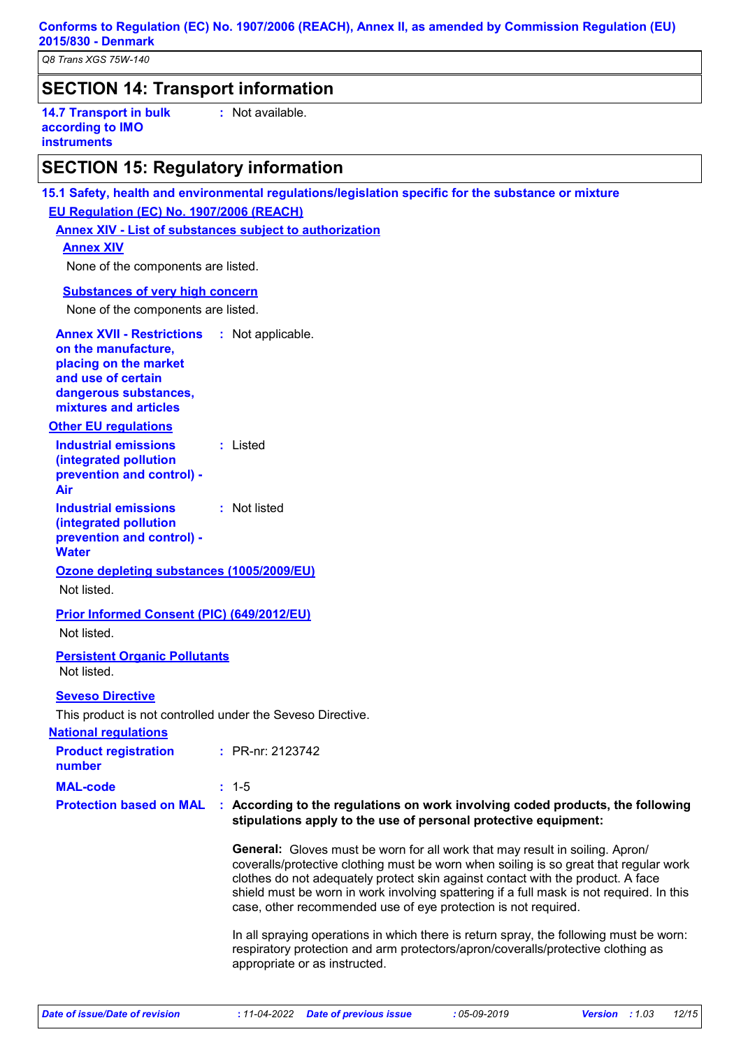## SECTION 14: Transport information

**14.7 Transport in bulk according to IMO instruments** : Not available.

## SECTION 15: Regulatory information

### 15.1 Safety, health and environmental regulations/legislation specific for the substance or mixture

**EU Regulation (EC) No. 1907/2006 (REACH)**

**Annex XIV - List of substances subject to authorization**

**Annex XIV**

None of the components are listed.

**Substances of very high concern**

None of the components are listed.

**Annex XVII - Restrictions on the manufacture, placing on the market and use of certain dangerous substances, mixtures and articles** : Not applicable.

**Other EU regulations**

**Industrial emissions (integrated pollution prevention and control) - Air** : Listed

**Industrial emissions (integrated pollution prevention and control) - Water** : Not listed

**Ozone depleting substances (1005/2009/EU)**

Not listed.

**Prior Informed Consent (PIC) (649/2012/EU)**

Not listed.

**Persistent Organic Pollutants**

Not listed.

**Seveso Directive**

This product is not controlled under the Seveso Directive.

**National regulations**

**Product registration number** : PR-nr: 2123742

**MAL-code** : 1-5

**Protection based on MAL** : **According to the regulations on work involving coded products, the following stipulations apply to the use of personal protective equipment:**

**General:** Gloves must be worn for all work that may result in soiling. Apron/ coveralls/protective clothing must be worn when soiling is so great that regular work clothes do not adequately protect skin against contact with the product. A face shield must be worn in work involving spattering if a full mask is not required. In this case, other recommended use of eye protection is not required.

In all spraying operations in which there is return spray, the following must be worn: respiratory protection and arm protectors/apron/coveralls/protective clothing as appropriate or as instructed.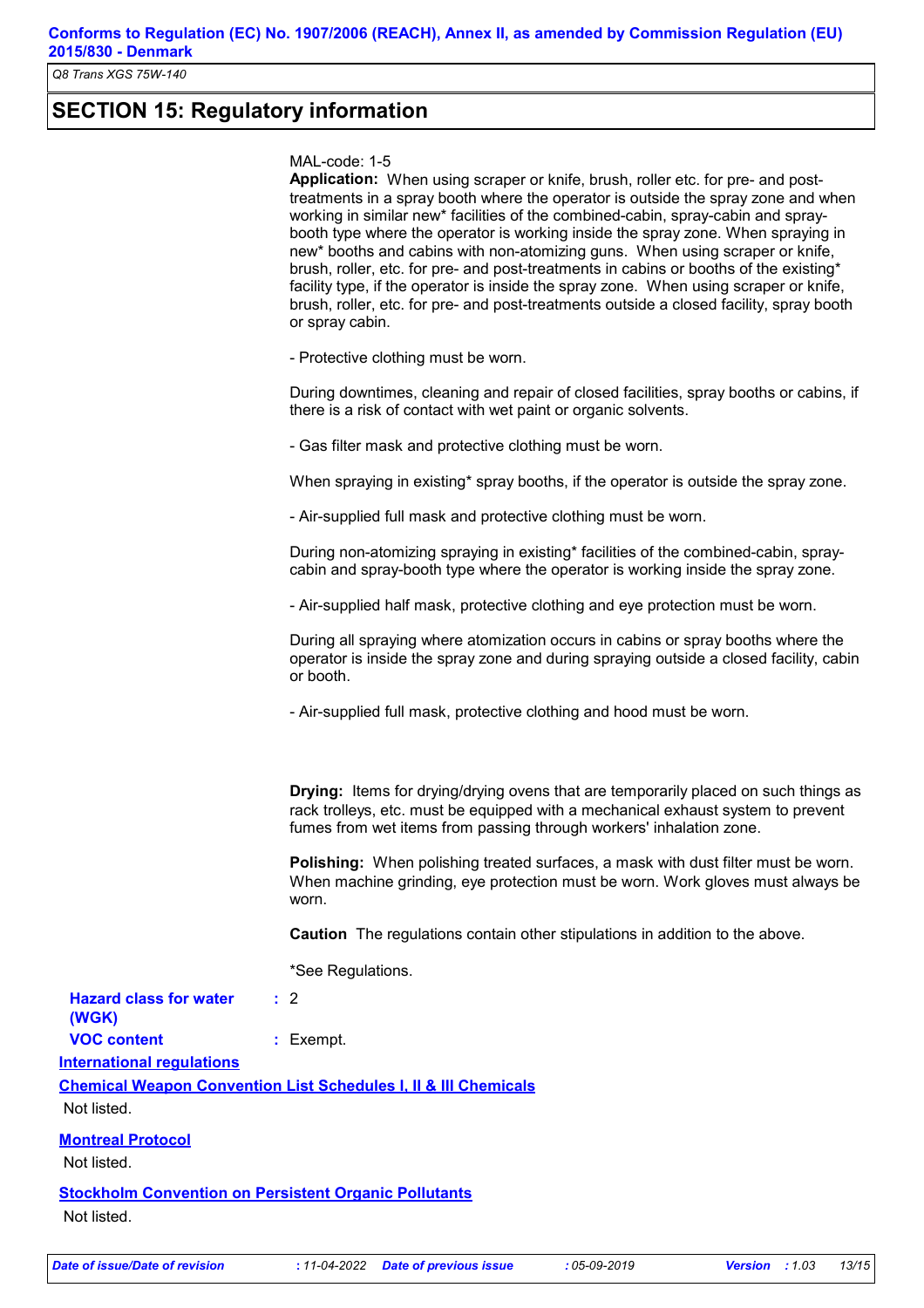## SECTION 15: Regulatory information

MAL-code: 1-5

**Application:** When using scraper or knife, brush, roller etc. for pre- and post-treatments in a spray booth where the operator is outside the spray zone and when working in similar new* facilities of the combined-cabin, spray-cabin and spray-booth type where the operator is working inside the spray zone. When spraying in new* booths and cabins with non-atomizing guns. When using scraper or knife, brush, roller, etc. for pre- and post-treatments in cabins or booths of the existing* facility type, if the operator is inside the spray zone. When using scraper or knife, brush, roller, etc. for pre- and post-treatments outside a closed facility, spray booth or spray cabin.

- Protective clothing must be worn.

During downtimes, cleaning and repair of closed facilities, spray booths or cabins, if there is a risk of contact with wet paint or organic solvents.

- Gas filter mask and protective clothing must be worn.

When spraying in existing* spray booths, if the operator is outside the spray zone.

- Air-supplied full mask and protective clothing must be worn.

During non-atomizing spraying in existing* facilities of the combined-cabin, spray-cabin and spray-booth type where the operator is working inside the spray zone.

- Air-supplied half mask, protective clothing and eye protection must be worn.

During all spraying where atomization occurs in cabins or spray booths where the operator is inside the spray zone and during spraying outside a closed facility, cabin or booth.

- Air-supplied full mask, protective clothing and hood must be worn.

**Drying:** Items for drying/drying ovens that are temporarily placed on such things as rack trolleys, etc. must be equipped with a mechanical exhaust system to prevent fumes from wet items from passing through workers' inhalation zone.

**Polishing:** When polishing treated surfaces, a mask with dust filter must be worn. When machine grinding, eye protection must be worn. Work gloves must always be worn.

**Caution** The regulations contain other stipulations in addition to the above.

*See Regulations.

**Hazard class for water (WGK)** : 2

**VOC content** : Exempt.

**International regulations**

**Chemical Weapon Convention List Schedules I, II & III Chemicals**

Not listed.

**Montreal Protocol**

Not listed.

**Stockholm Convention on Persistent Organic Pollutants**

Not listed.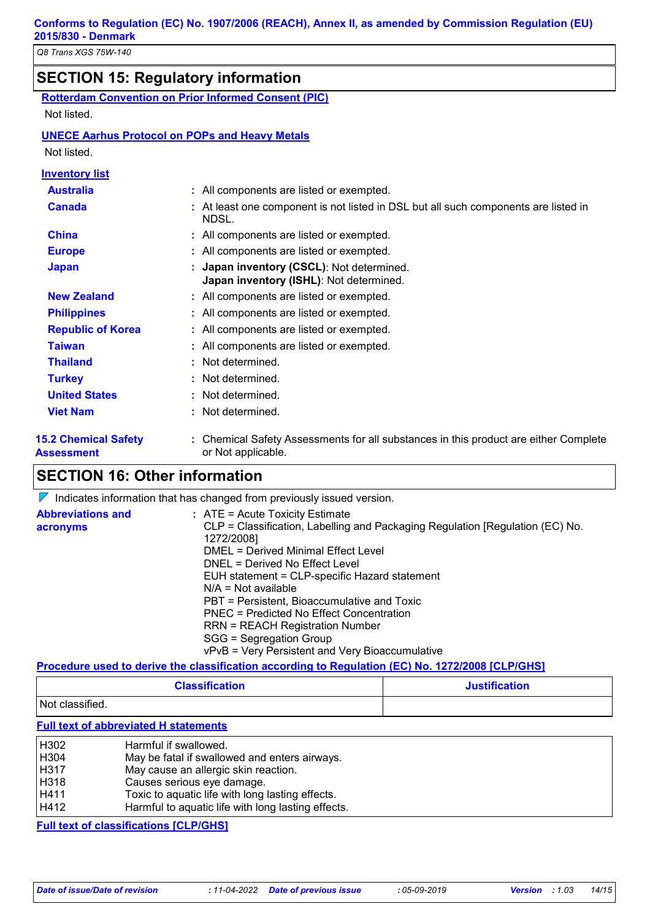## SECTION 15: Regulatory information

**Rotterdam Convention on Prior Informed Consent (PIC)**

Not listed.

**UNECE Aarhus Protocol on POPs and Heavy Metals**

Not listed.

**Inventory list**

| | |
|---|---|
| **Australia** | : All components are listed or exempted. |
| **Canada** | : At least one component is not listed in DSL but all such components are listed in NDSL. |
| **China** | : All components are listed or exempted. |
| **Europe** | : All components are listed or exempted. |
| **Japan** | : **Japan inventory (CSCL)**: Not determined.<br>**Japan inventory (ISHL)**: Not determined. |
| **New Zealand** | : All components are listed or exempted. |
| **Philippines** | : All components are listed or exempted. |
| **Republic of Korea** | : All components are listed or exempted. |
| **Taiwan** | : All components are listed or exempted. |
| **Thailand** | : Not determined. |
| **Turkey** | : Not determined. |
| **United States** | : Not determined. |
| **Viet Nam** | : Not determined. |

**15.2 Chemical Safety Assessment** : Chemical Safety Assessments for all substances in this product are either Complete or Not applicable.

## SECTION 16: Other information

Indicates information that has changed from previously issued version.

**Abbreviations and acronyms** :
ATE = Acute Toxicity Estimate
CLP = Classification, Labelling and Packaging Regulation [Regulation (EC) No. 1272/2008]
DMEL = Derived Minimal Effect Level
DNEL = Derived No Effect Level
EUH statement = CLP-specific Hazard statement
N/A = Not available
PBT = Persistent, Bioaccumulative and Toxic
PNEC = Predicted No Effect Concentration
RRN = REACH Registration Number
SGG = Segregation Group
vPvB = Very Persistent and Very Bioaccumulative

**Procedure used to derive the classification according to Regulation (EC) No. 1272/2008 [CLP/GHS]**

| Classification | Justification |
|---|---|
| Not classified. | |

**Full text of abbreviated H statements**

| | |
|---|---|
| H302 | Harmful if swallowed. |
| H304 | May be fatal if swallowed and enters airways. |
| H317 | May cause an allergic skin reaction. |
| H318 | Causes serious eye damage. |
| H411 | Toxic to aquatic life with long lasting effects. |
| H412 | Harmful to aquatic life with long lasting effects. |

**Full text of classifications [CLP/GHS]**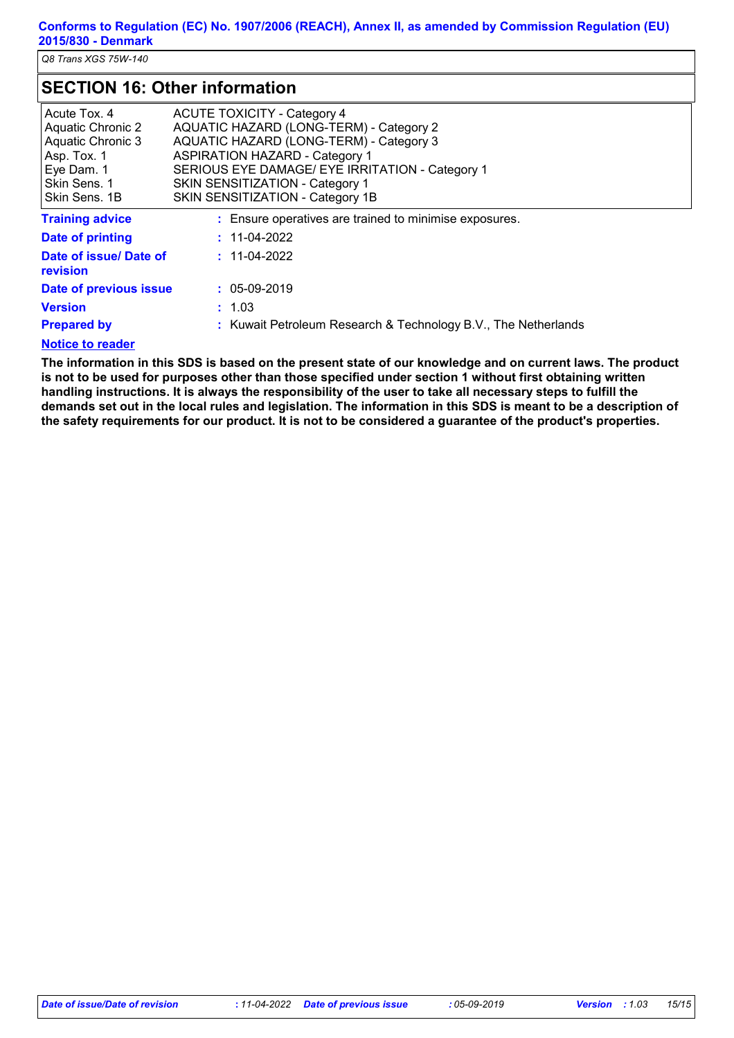## SECTION 16: Other information

| | |
|---|---|
| Acute Tox. 4 | ACUTE TOXICITY - Category 4 |
| Aquatic Chronic 2 | AQUATIC HAZARD (LONG-TERM) - Category 2 |
| Aquatic Chronic 3 | AQUATIC HAZARD (LONG-TERM) - Category 3 |
| Asp. Tox. 1 | ASPIRATION HAZARD - Category 1 |
| Eye Dam. 1 | SERIOUS EYE DAMAGE/ EYE IRRITATION - Category 1 |
| Skin Sens. 1 | SKIN SENSITIZATION - Category 1 |
| Skin Sens. 1B | SKIN SENSITIZATION - Category 1B |

**Training advice** : Ensure operatives are trained to minimise exposures.

**Date of printing** : 11-04-2022

**Date of issue/ Date of revision** : 11-04-2022

**Date of previous issue** : 05-09-2019

**Version** : 1.03

**Prepared by** : Kuwait Petroleum Research & Technology B.V., The Netherlands

**Notice to reader**

**The information in this SDS is based on the present state of our knowledge and on current laws. The product is not to be used for purposes other than those specified under section 1 without first obtaining written handling instructions. It is always the responsibility of the user to take all necessary steps to fulfill the demands set out in the local rules and legislation. The information in this SDS is meant to be a description of the safety requirements for our product. It is not to be considered a guarantee of the product's properties.**